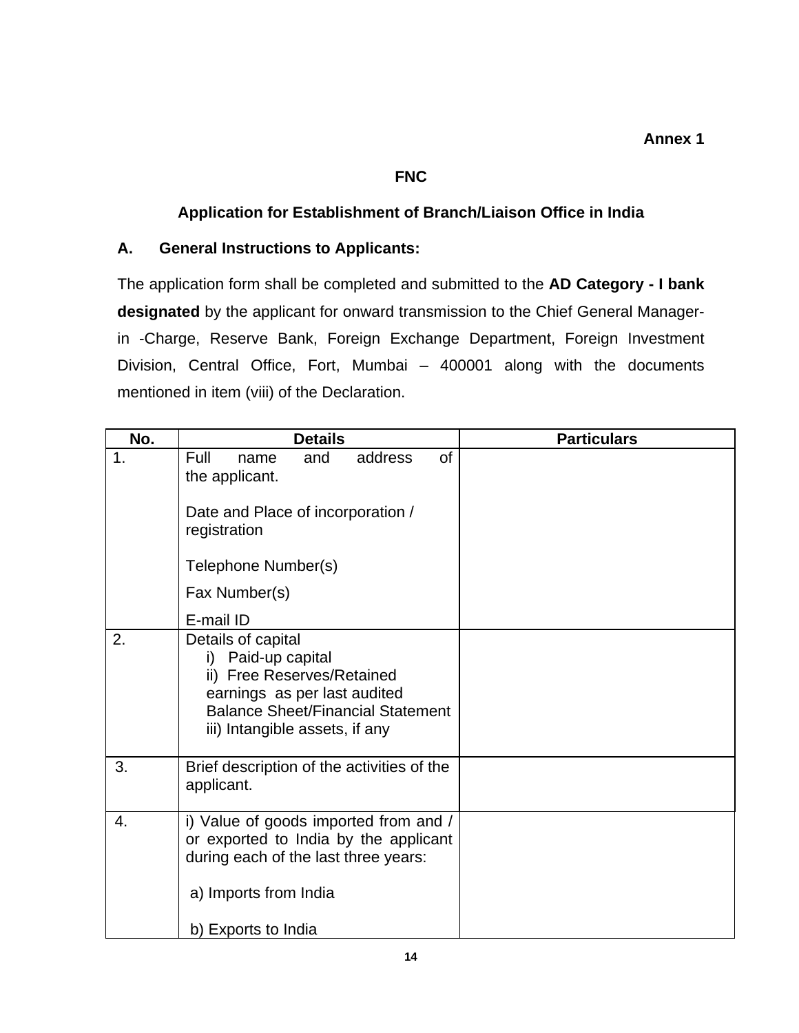**Annex 1**

**FNC**

## Application for Establishment of Branch/Liaison Office in India

### A. General Instructions to Applicants:

The application form shall be completed and submitted to the **AD Category - I bank designated** by the applicant for onward transmission to the Chief General Manager-in -Charge, Reserve Bank, Foreign Exchange Department, Foreign Investment Division, Central Office, Fort, Mumbai – 400001 along with the documents mentioned in item (viii) of the Declaration.

| No. | Details | Particulars |
|---|---|---|
| 1. | Full name and address of the applicant.<br><br>Date and Place of incorporation / registration<br><br>Telephone Number(s)<br><br>Fax Number(s)<br><br>E-mail ID | |
| 2. | Details of capital<br>i) Paid-up capital<br>ii) Free Reserves/Retained earnings as per last audited Balance Sheet/Financial Statement<br>iii) Intangible assets, if any | |
| 3. | Brief description of the activities of the applicant. | |
| 4. | i) Value of goods imported from and / or exported to India by the applicant during each of the last three years:<br><br>a) Imports from India<br><br>b) Exports to India | |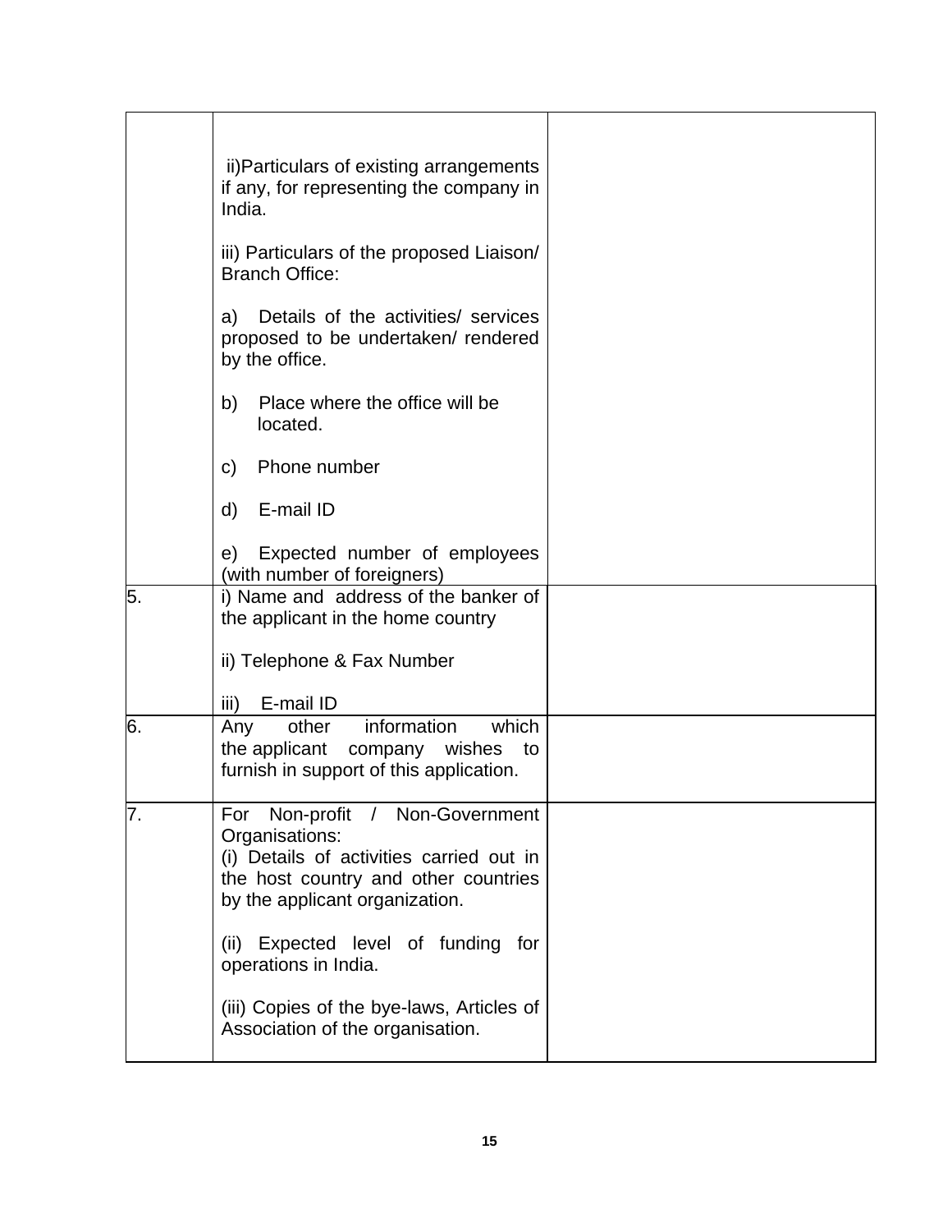| | | |
|---|---|---|
| | ii)Particulars of existing arrangements if any, for representing the company in India.<br><br>iii) Particulars of the proposed Liaison/ Branch Office:<br><br>a) Details of the activities/ services proposed to be undertaken/ rendered by the office.<br><br>b) Place where the office will be located.<br><br>c) Phone number<br><br>d) E-mail ID<br><br>e) Expected number of employees (with number of foreigners) | |
| 5. | i) Name and address of the banker of the applicant in the home country<br><br>ii) Telephone & Fax Number<br><br>iii) E-mail ID | |
| 6. | Any other information which the applicant company wishes to furnish in support of this application. | |
| 7. | For Non-profit / Non-Government Organisations:<br>(i) Details of activities carried out in the host country and other countries by the applicant organization.<br><br>(ii) Expected level of funding for operations in India.<br><br>(iii) Copies of the bye-laws, Articles of Association of the organisation. | |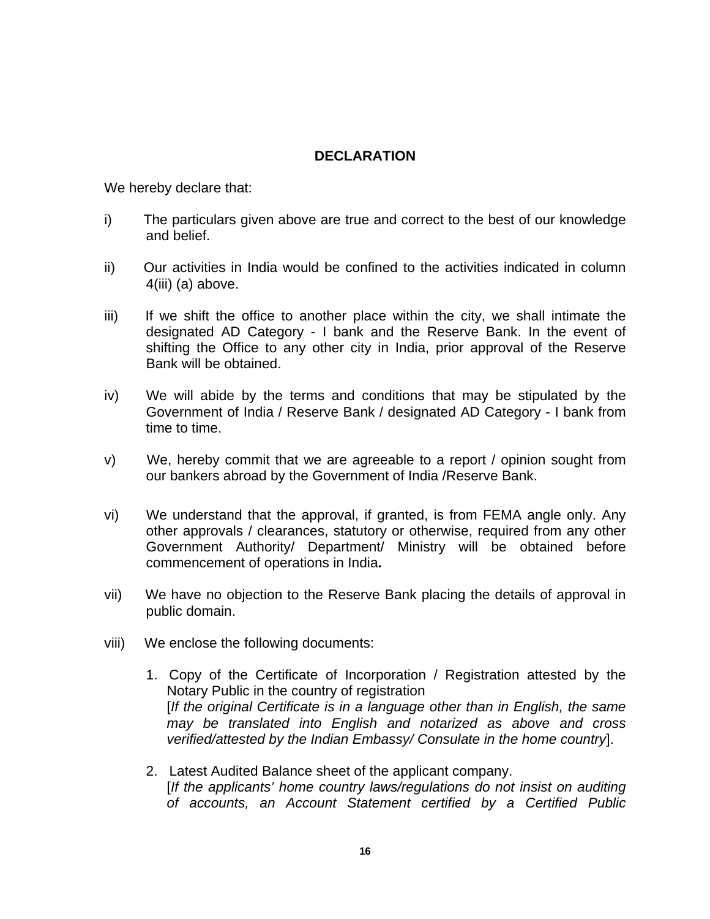**DECLARATION**

We hereby declare that:

i) The particulars given above are true and correct to the best of our knowledge and belief.

ii) Our activities in India would be confined to the activities indicated in column 4(iii) (a) above.

iii) If we shift the office to another place within the city, we shall intimate the designated AD Category - I bank and the Reserve Bank. In the event of shifting the Office to any other city in India, prior approval of the Reserve Bank will be obtained.

iv) We will abide by the terms and conditions that may be stipulated by the Government of India / Reserve Bank / designated AD Category - I bank from time to time.

v) We, hereby commit that we are agreeable to a report / opinion sought from our bankers abroad by the Government of India /Reserve Bank.

vi) We understand that the approval, if granted, is from FEMA angle only. Any other approvals / clearances, statutory or otherwise, required from any other Government Authority/ Department/ Ministry will be obtained before commencement of operations in India**.**

vii) We have no objection to the Reserve Bank placing the details of approval in public domain.

viii) We enclose the following documents:

1. Copy of the Certificate of Incorporation / Registration attested by the Notary Public in the country of registration
   [*If the original Certificate is in a language other than in English, the same may be translated into English and notarized as above and cross verified/attested by the Indian Embassy/ Consulate in the home country*].

2. Latest Audited Balance sheet of the applicant company.
   [*If the applicants' home country laws/regulations do not insist on auditing of accounts, an Account Statement certified by a Certified Public*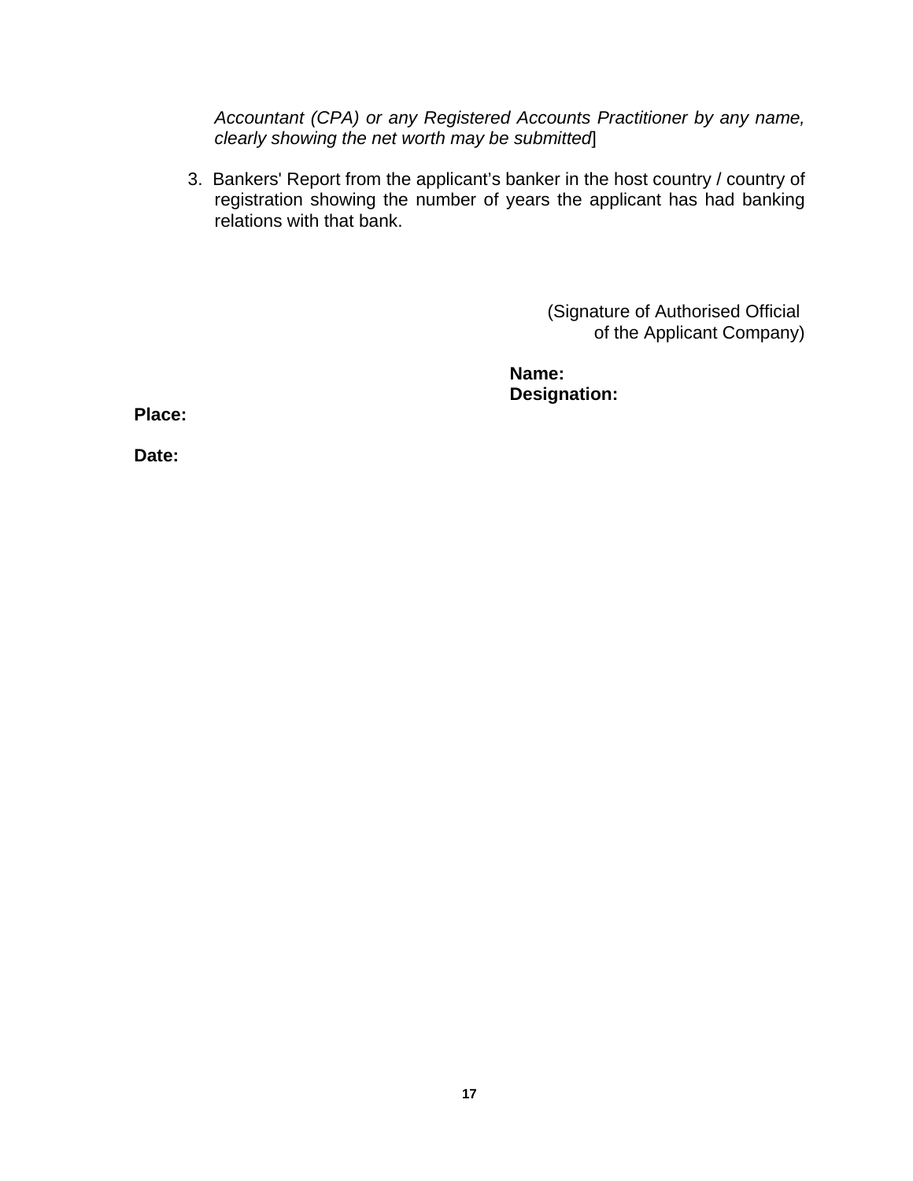*Accountant (CPA) or any Registered Accounts Practitioner by any name, clearly showing the net worth may be submitted*]

3. Bankers' Report from the applicant's banker in the host country / country of registration showing the number of years the applicant has had banking relations with that bank.

(Signature of Authorised Official of the Applicant Company)

**Name:**
**Designation:**

**Place:**

**Date:**